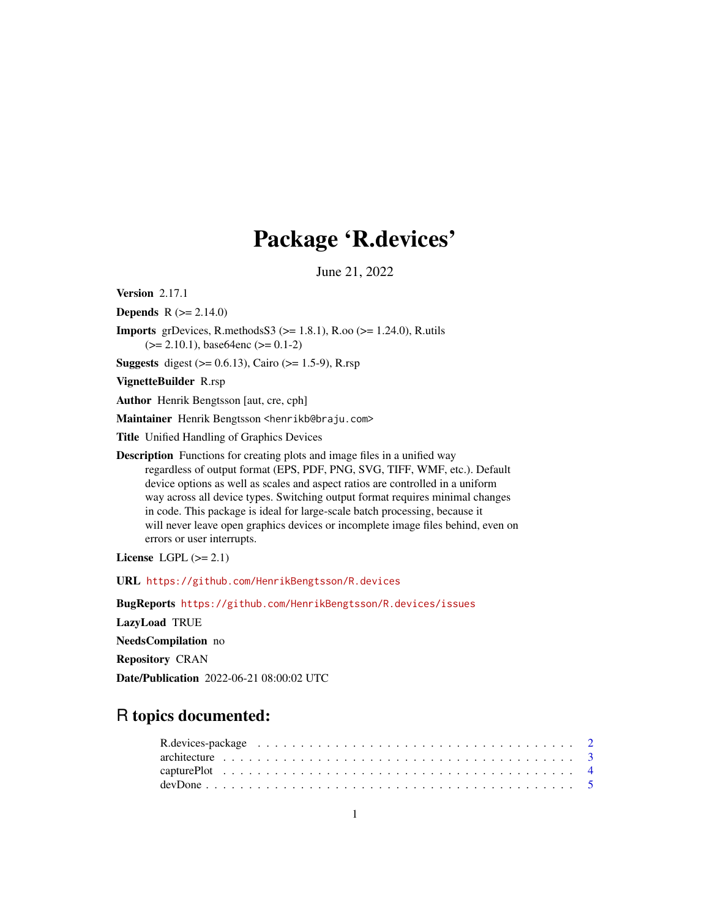# Package 'R.devices'

June 21, 2022

**Version** 2.17.1

**Depends** R (>= 2.14.0)

**Imports** grDevices, R.methodsS3 (>= 1.8.1), R.oo (>= 1.24.0), R.utils (>= 2.10.1), base64enc (>= 0.1-2)

**Suggests** digest (>= 0.6.13), Cairo (>= 1.5-9), R.rsp

**VignetteBuilder** R.rsp

**Author** Henrik Bengtsson [aut, cre, cph]

**Maintainer** Henrik Bengtsson <henrikb@braju.com>

**Title** Unified Handling of Graphics Devices

**Description** Functions for creating plots and image files in a unified way regardless of output format (EPS, PDF, PNG, SVG, TIFF, WMF, etc.). Default device options as well as scales and aspect ratios are controlled in a uniform way across all device types. Switching output format requires minimal changes in code. This package is ideal for large-scale batch processing, because it will never leave open graphics devices or incomplete image files behind, even on errors or user interrupts.

**License** LGPL (>= 2.1)

**URL** https://github.com/HenrikBengtsson/R.devices

**BugReports** https://github.com/HenrikBengtsson/R.devices/issues

**LazyLoad** TRUE

**NeedsCompilation** no

**Repository** CRAN

**Date/Publication** 2022-06-21 08:00:02 UTC

## R topics documented:

R.devices-package . . . . . . . . . . . . . . . . . . . . . . . . . . . . . . . . . . . . 2
architecture . . . . . . . . . . . . . . . . . . . . . . . . . . . . . . . . . . . . . . . 3
capturePlot . . . . . . . . . . . . . . . . . . . . . . . . . . . . . . . . . . . . . . . 4
devDone . . . . . . . . . . . . . . . . . . . . . . . . . . . . . . . . . . . . . . . . . 5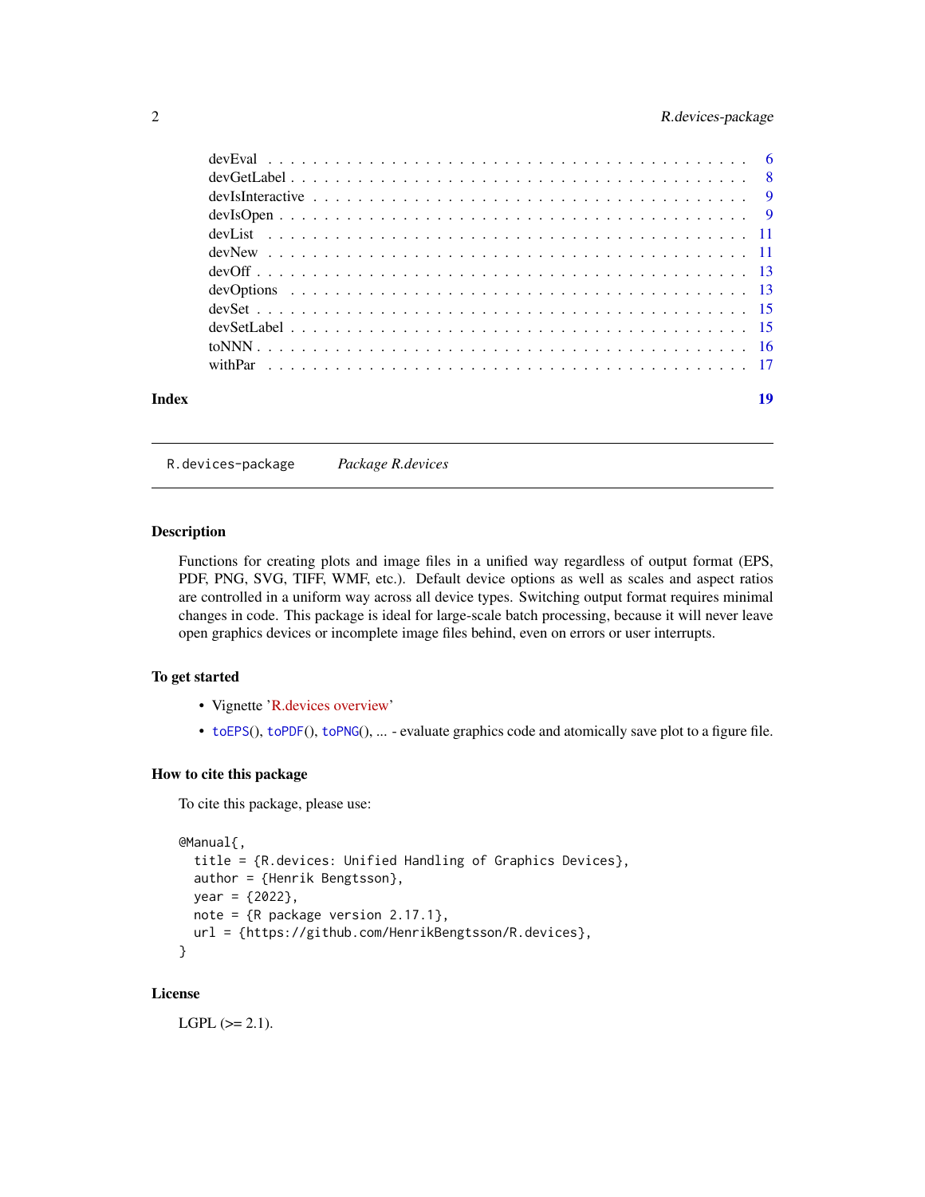devEval . . . . . . . . . . . . . . . . . . . . . . . . . . . . . . . . . . . . . . . . 6
devGetLabel . . . . . . . . . . . . . . . . . . . . . . . . . . . . . . . . . . . . . . 8
devIsInteractive . . . . . . . . . . . . . . . . . . . . . . . . . . . . . . . . . . . . 9
devIsOpen . . . . . . . . . . . . . . . . . . . . . . . . . . . . . . . . . . . . . . . 9
devList . . . . . . . . . . . . . . . . . . . . . . . . . . . . . . . . . . . . . . . . 11
devNew . . . . . . . . . . . . . . . . . . . . . . . . . . . . . . . . . . . . . . . . 11
devOff . . . . . . . . . . . . . . . . . . . . . . . . . . . . . . . . . . . . . . . . 13
devOptions . . . . . . . . . . . . . . . . . . . . . . . . . . . . . . . . . . . . . . 13
devSet . . . . . . . . . . . . . . . . . . . . . . . . . . . . . . . . . . . . . . . . 15
devSetLabel . . . . . . . . . . . . . . . . . . . . . . . . . . . . . . . . . . . . . . 15
toNNN . . . . . . . . . . . . . . . . . . . . . . . . . . . . . . . . . . . . . . . . 16
withPar . . . . . . . . . . . . . . . . . . . . . . . . . . . . . . . . . . . . . . . . 17

**Index** **19**

---

`R.devices-package` *Package R.devices*

---

### Description

Functions for creating plots and image files in a unified way regardless of output format (EPS, PDF, PNG, SVG, TIFF, WMF, etc.). Default device options as well as scales and aspect ratios are controlled in a uniform way across all device types. Switching output format requires minimal changes in code. This package is ideal for large-scale batch processing, because it will never leave open graphics devices or incomplete image files behind, even on errors or user interrupts.

### To get started

- Vignette 'R.devices overview'
- `toEPS`(), `toPDF`(), `toPNG`(), ... - evaluate graphics code and atomically save plot to a figure file.

### How to cite this package

To cite this package, please use:

```
@Manual{,
  title = {R.devices: Unified Handling of Graphics Devices},
  author = {Henrik Bengtsson},
  year = {2022},
  note = {R package version 2.17.1},
  url = {https://github.com/HenrikBengtsson/R.devices},
}
```

### License

LGPL (>= 2.1).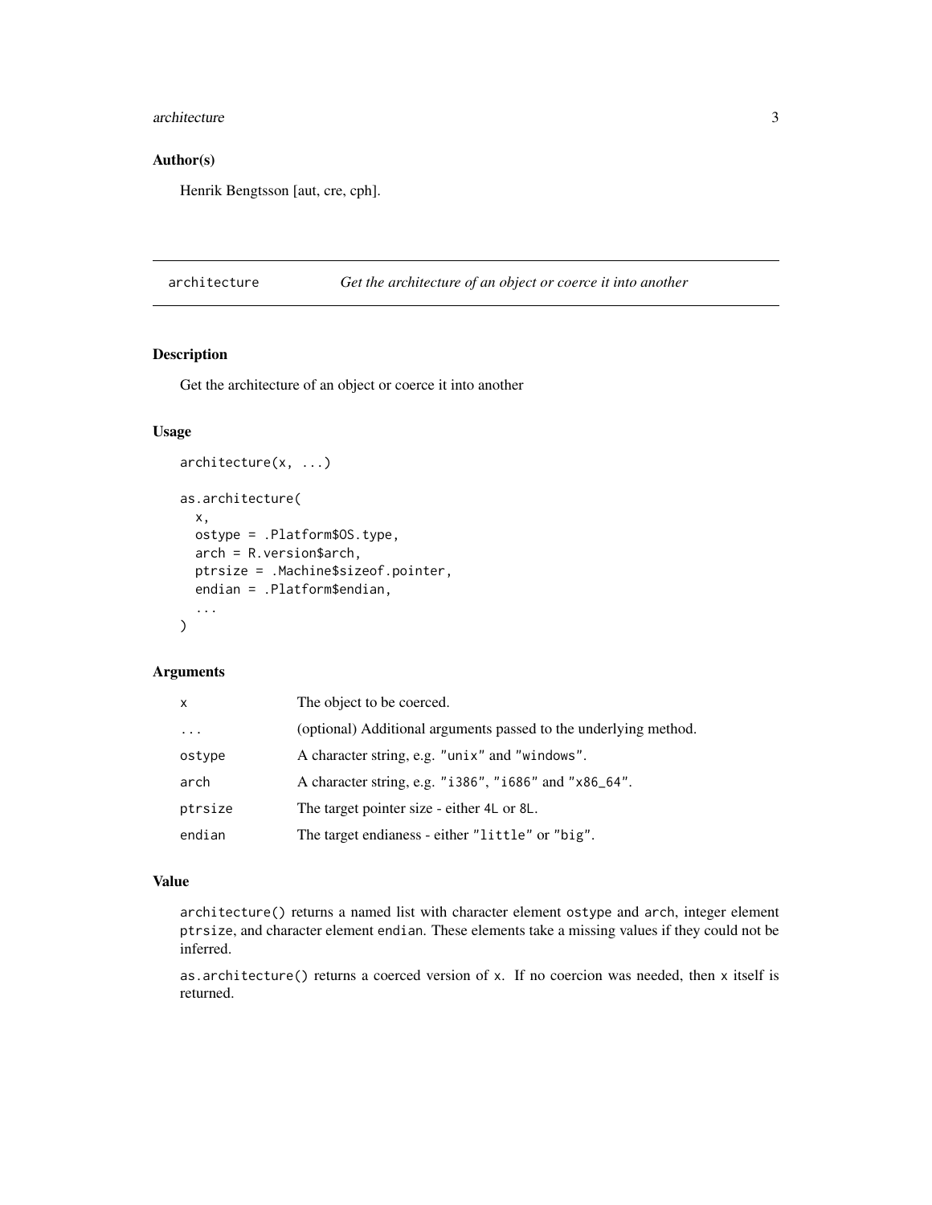## Author(s)

Henrik Bengtsson [aut, cre, cph].

---

`architecture` *Get the architecture of an object or coerce it into another*

---

## Description

Get the architecture of an object or coerce it into another

## Usage

```
architecture(x, ...)

as.architecture(
  x,
  ostype = .Platform$OS.type,
  arch = R.version$arch,
  ptrsize = .Machine$sizeof.pointer,
  endian = .Platform$endian,
  ...
)
```

## Arguments

| | |
|---|---|
| `x` | The object to be coerced. |
| `...` | (optional) Additional arguments passed to the underlying method. |
| `ostype` | A character string, e.g. `"unix"` and `"windows"`. |
| `arch` | A character string, e.g. `"i386"`, `"i686"` and `"x86_64"`. |
| `ptrsize` | The target pointer size - either `4L` or `8L`. |
| `endian` | The target endianess - either `"little"` or `"big"`. |

## Value

`architecture()` returns a named list with character element `ostype` and `arch`, integer element `ptrsize`, and character element `endian`. These elements take a missing values if they could not be inferred.

`as.architecture()` returns a coerced version of `x`. If no coercion was needed, then `x` itself is returned.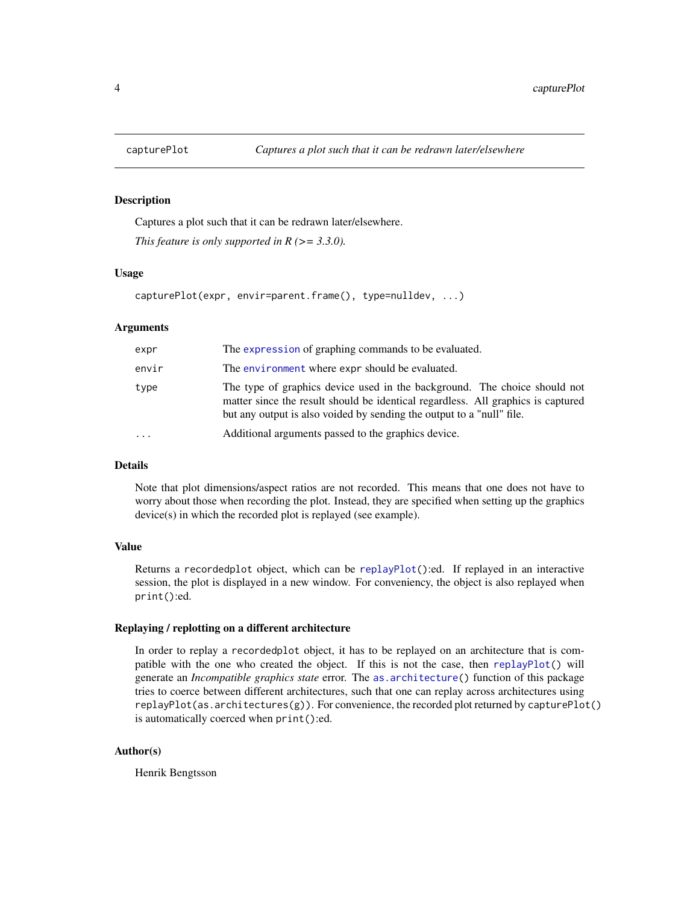# capturePlot — *Captures a plot such that it can be redrawn later/elsewhere*

## Description

Captures a plot such that it can be redrawn later/elsewhere.

*This feature is only supported in R (>= 3.3.0).*

## Usage

```
capturePlot(expr, envir=parent.frame(), type=nulldev, ...)
```

## Arguments

| | |
|---|---|
| `expr` | The `expression` of graphing commands to be evaluated. |
| `envir` | The `environment` where `expr` should be evaluated. |
| `type` | The type of graphics device used in the background. The choice should not matter since the result should be identical regardless. All graphics is captured but any output is also voided by sending the output to a "null" file. |
| `...` | Additional arguments passed to the graphics device. |

## Details

Note that plot dimensions/aspect ratios are not recorded. This means that one does not have to worry about those when recording the plot. Instead, they are specified when setting up the graphics device(s) in which the recorded plot is replayed (see example).

## Value

Returns a `recordedplot` object, which can be `replayPlot()`:ed. If replayed in an interactive session, the plot is displayed in a new window. For conveniency, the object is also replayed when `print()`:ed.

## Replaying / replotting on a different architecture

In order to replay a `recordedplot` object, it has to be replayed on an architecture that is compatible with the one who created the object. If this is not the case, then `replayPlot()` will generate an *Incompatible graphics state* error. The `as.architecture()` function of this package tries to coerce between different architectures, such that one can replay across architectures using `replayPlot(as.architectures(g))`. For convenience, the recorded plot returned by `capturePlot()` is automatically coerced when `print()`:ed.

## Author(s)

Henrik Bengtsson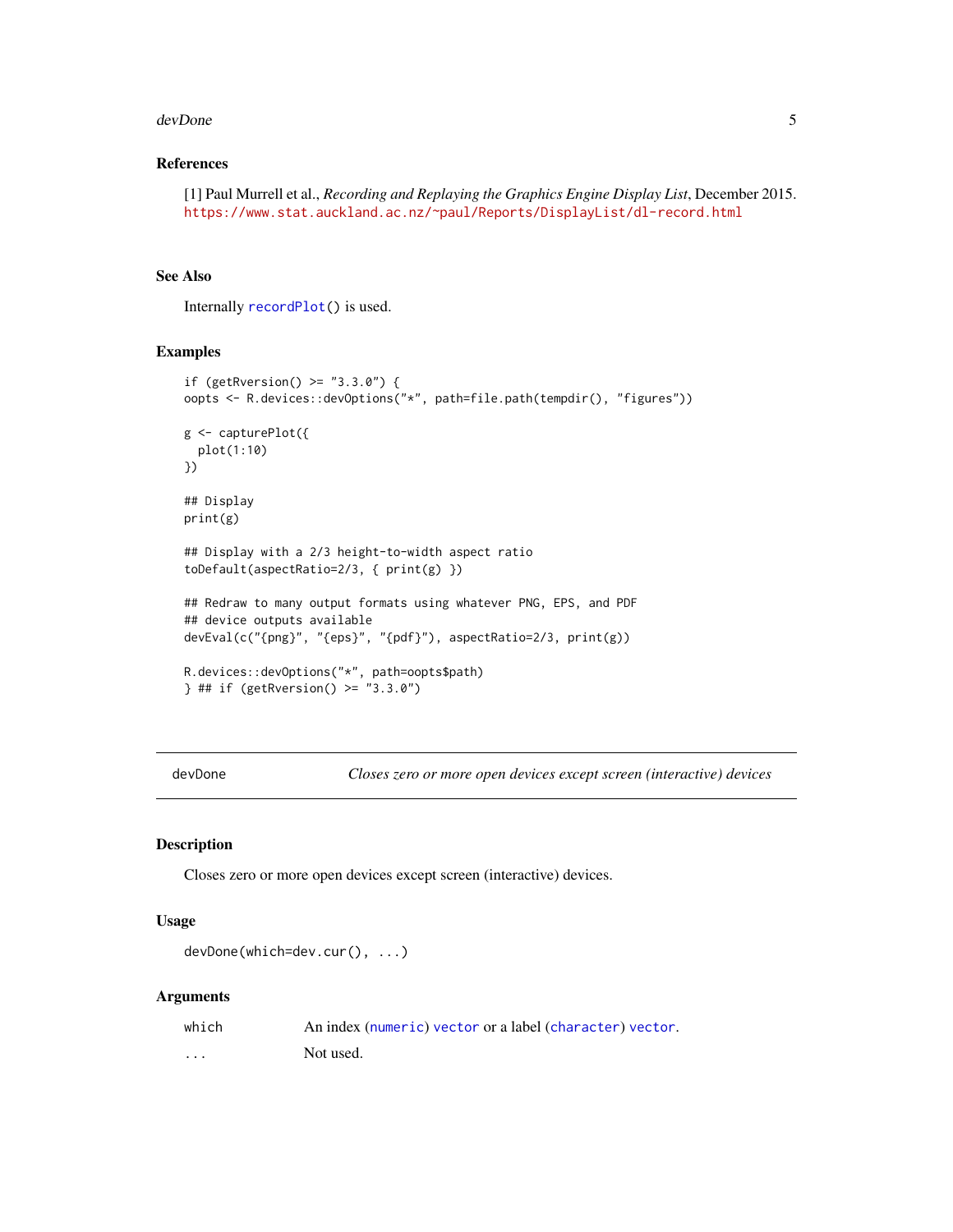### References

[1] Paul Murrell et al., *Recording and Replaying the Graphics Engine Display List*, December 2015. https://www.stat.auckland.ac.nz/~paul/Reports/DisplayList/dl-record.html

### See Also

Internally `recordPlot()` is used.

### Examples

```
if (getRversion() >= "3.3.0") {
oopts <- R.devices::devOptions("*", path=file.path(tempdir(), "figures"))

g <- capturePlot({
  plot(1:10)
})

## Display
print(g)

## Display with a 2/3 height-to-width aspect ratio
toDefault(aspectRatio=2/3, { print(g) })

## Redraw to many output formats using whatever PNG, EPS, and PDF
## device outputs available
devEval(c("{png}", "{eps}", "{pdf}"), aspectRatio=2/3, print(g))

R.devices::devOptions("*", path=oopts$path)
} ## if (getRversion() >= "3.3.0")
```

---

## devDone — *Closes zero or more open devices except screen (interactive) devices*

### Description

Closes zero or more open devices except screen (interactive) devices.

### Usage

```
devDone(which=dev.cur(), ...)
```

### Arguments

| | |
|---|---|
| `which` | An index (`numeric`) `vector` or a label (`character`) `vector`. |
| `...` | Not used. |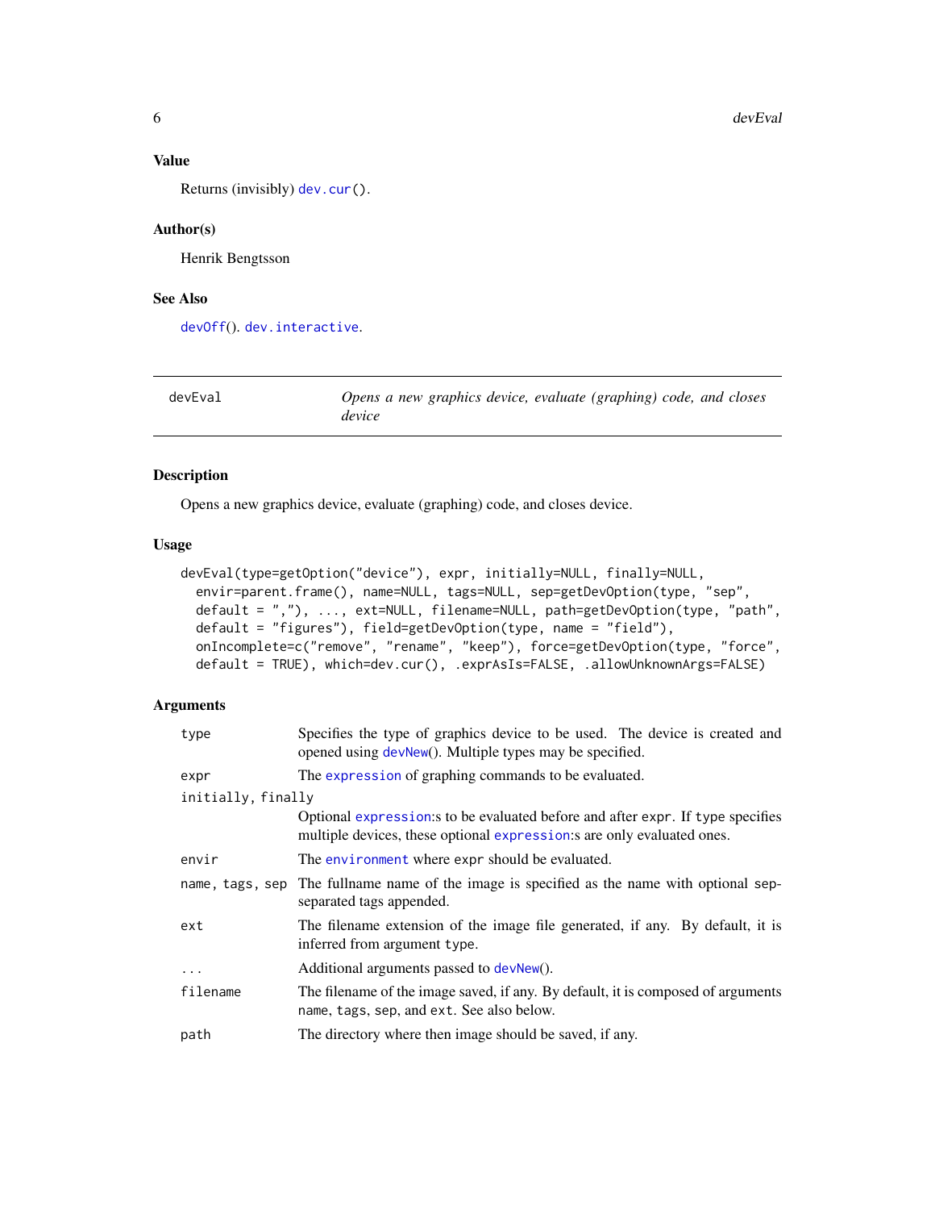## Value

Returns (invisibly) `dev.cur()`.

## Author(s)

Henrik Bengtsson

## See Also

`devOff()`. `dev.interactive`.

---

# devEval — *Opens a new graphics device, evaluate (graphing) code, and closes device*

## Description

Opens a new graphics device, evaluate (graphing) code, and closes device.

## Usage

```
devEval(type=getOption("device"), expr, initially=NULL, finally=NULL,
  envir=parent.frame(), name=NULL, tags=NULL, sep=getDevOption(type, "sep",
  default = ","), ..., ext=NULL, filename=NULL, path=getDevOption(type, "path",
  default = "figures"), field=getDevOption(type, name = "field"),
  onIncomplete=c("remove", "rename", "keep"), force=getDevOption(type, "force",
  default = TRUE), which=dev.cur(), .exprAsIs=FALSE, .allowUnknownArgs=FALSE)
```

## Arguments

| Argument | Description |
|---|---|
| `type` | Specifies the type of graphics device to be used. The device is created and opened using `devNew()`. Multiple types may be specified. |
| `expr` | The `expression` of graphing commands to be evaluated. |
| `initially, finally` | Optional `expression`:s to be evaluated before and after `expr`. If `type` specifies multiple devices, these optional `expression`:s are only evaluated ones. |
| `envir` | The `environment` where `expr` should be evaluated. |
| `name, tags, sep` | The fullname name of the image is specified as the name with optional `sep`-separated tags appended. |
| `ext` | The filename extension of the image file generated, if any. By default, it is inferred from argument `type`. |
| `...` | Additional arguments passed to `devNew()`. |
| `filename` | The filename of the image saved, if any. By default, it is composed of arguments `name`, `tags`, `sep`, and `ext`. See also below. |
| `path` | The directory where then image should be saved, if any. |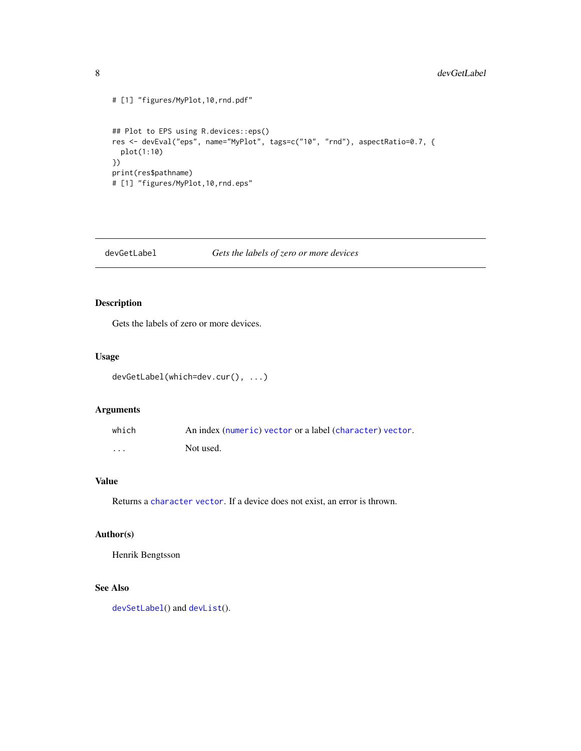```
# [1] "figures/MyPlot,10,rnd.pdf"


## Plot to EPS using R.devices::eps()
res <- devEval("eps", name="MyPlot", tags=c("10", "rnd"), aspectRatio=0.7, {
  plot(1:10)
})
print(res$pathname)
# [1] "figures/MyPlot,10,rnd.eps"
```

---

## devGetLabel — *Gets the labels of zero or more devices*

---

### Description

Gets the labels of zero or more devices.

### Usage

```
devGetLabel(which=dev.cur(), ...)
```

### Arguments

| | |
|---|---|
| `which` | An index (`numeric`) `vector` or a label (`character`) `vector`. |
| `...` | Not used. |

### Value

Returns a `character` `vector`. If a device does not exist, an error is thrown.

### Author(s)

Henrik Bengtsson

### See Also

`devSetLabel`() and `devList`().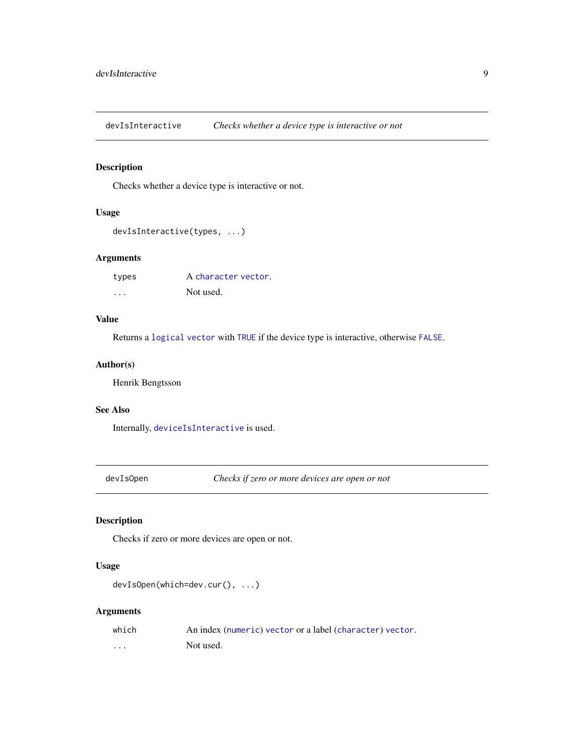## devIsInteractive — *Checks whether a device type is interactive or not*

### Description

Checks whether a device type is interactive or not.

### Usage

```
devIsInteractive(types, ...)
```

### Arguments

| | |
|---|---|
| `types` | A `character` `vector`. |
| `...` | Not used. |

### Value

Returns a `logical` `vector` with `TRUE` if the device type is interactive, otherwise `FALSE`.

### Author(s)

Henrik Bengtsson

### See Also

Internally, `deviceIsInteractive` is used.

## devIsOpen — *Checks if zero or more devices are open or not*

### Description

Checks if zero or more devices are open or not.

### Usage

```
devIsOpen(which=dev.cur(), ...)
```

### Arguments

| | |
|---|---|
| `which` | An index (`numeric`) `vector` or a label (`character`) `vector`. |
| `...` | Not used. |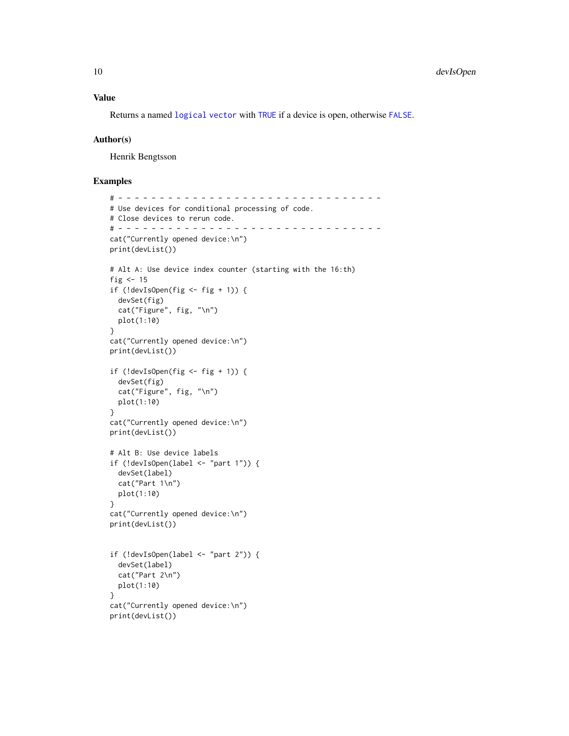## Value

Returns a named logical vector with TRUE if a device is open, otherwise FALSE.

## Author(s)

Henrik Bengtsson

## Examples

```
# - - - - - - - - - - - - - - - - - - - - - - - - - - - - - - - - -
# Use devices for conditional processing of code.
# Close devices to rerun code.
# - - - - - - - - - - - - - - - - - - - - - - - - - - - - - - - - -
cat("Currently opened device:\n")
print(devList())

# Alt A: Use device index counter (starting with the 16:th)
fig <- 15
if (!devIsOpen(fig <- fig + 1)) {
  devSet(fig)
  cat("Figure", fig, "\n")
  plot(1:10)
}
cat("Currently opened device:\n")
print(devList())

if (!devIsOpen(fig <- fig + 1)) {
  devSet(fig)
  cat("Figure", fig, "\n")
  plot(1:10)
}
cat("Currently opened device:\n")
print(devList())

# Alt B: Use device labels
if (!devIsOpen(label <- "part 1")) {
  devSet(label)
  cat("Part 1\n")
  plot(1:10)
}
cat("Currently opened device:\n")
print(devList())


if (!devIsOpen(label <- "part 2")) {
  devSet(label)
  cat("Part 2\n")
  plot(1:10)
}
cat("Currently opened device:\n")
print(devList())
```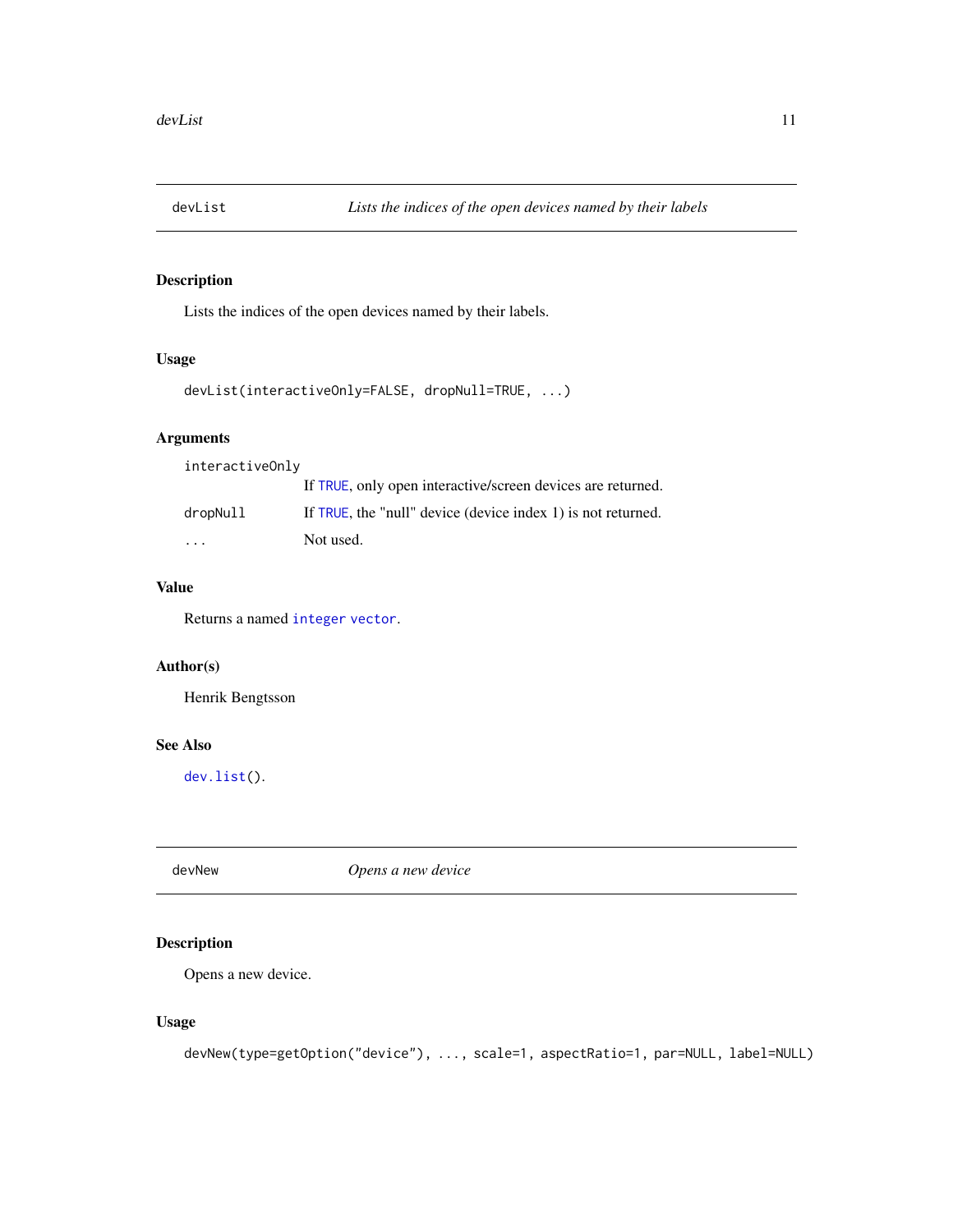## devList — *Lists the indices of the open devices named by their labels*

### Description

Lists the indices of the open devices named by their labels.

### Usage

```
devList(interactiveOnly=FALSE, dropNull=TRUE, ...)
```

### Arguments

| Argument | Description |
|---|---|
| `interactiveOnly` | If `TRUE`, only open interactive/screen devices are returned. |
| `dropNull` | If `TRUE`, the "null" device (device index 1) is not returned. |
| `...` | Not used. |

### Value

Returns a named `integer` `vector`.

### Author(s)

Henrik Bengtsson

### See Also

`dev.list`().

## devNew — *Opens a new device*

### Description

Opens a new device.

### Usage

```
devNew(type=getOption("device"), ..., scale=1, aspectRatio=1, par=NULL, label=NULL)
```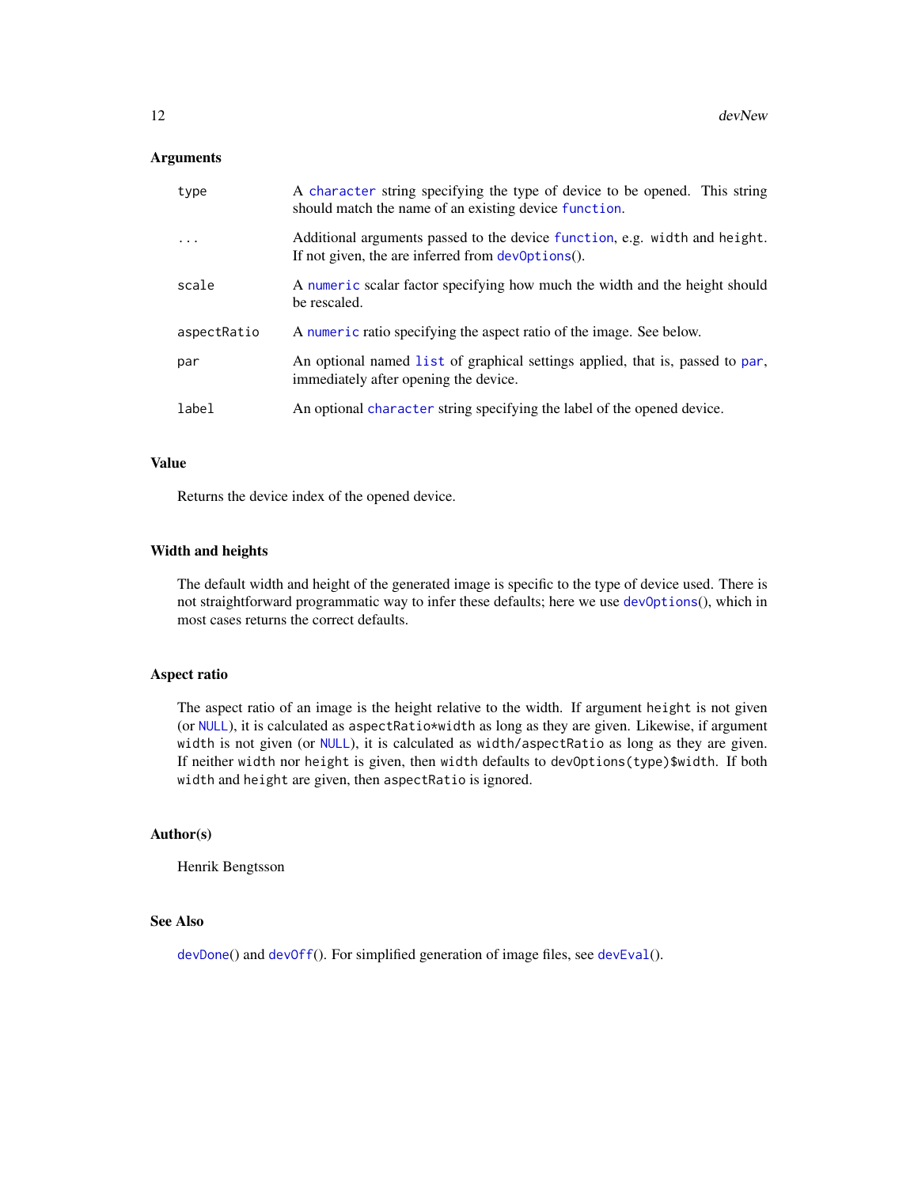## Arguments

| | |
|---|---|
| `type` | A `character` string specifying the type of device to be opened. This string should match the name of an existing device `function`. |
| `...` | Additional arguments passed to the device `function`, e.g. `width` and `height`. If not given, the are inferred from `devOptions`(). |
| `scale` | A `numeric` scalar factor specifying how much the width and the height should be rescaled. |
| `aspectRatio` | A `numeric` ratio specifying the aspect ratio of the image. See below. |
| `par` | An optional named `list` of graphical settings applied, that is, passed to `par`, immediately after opening the device. |
| `label` | An optional `character` string specifying the label of the opened device. |

## Value

Returns the device index of the opened device.

## Width and heights

The default width and height of the generated image is specific to the type of device used. There is not straightforward programmatic way to infer these defaults; here we use `devOptions`(), which in most cases returns the correct defaults.

## Aspect ratio

The aspect ratio of an image is the height relative to the width. If argument `height` is not given (or `NULL`), it is calculated as `aspectRatio*width` as long as they are given. Likewise, if argument `width` is not given (or `NULL`), it is calculated as `width/aspectRatio` as long as they are given. If neither `width` nor `height` is given, then `width` defaults to `devOptions(type)$width`. If both `width` and `height` are given, then `aspectRatio` is ignored.

## Author(s)

Henrik Bengtsson

## See Also

`devDone`() and `devOff`(). For simplified generation of image files, see `devEval`().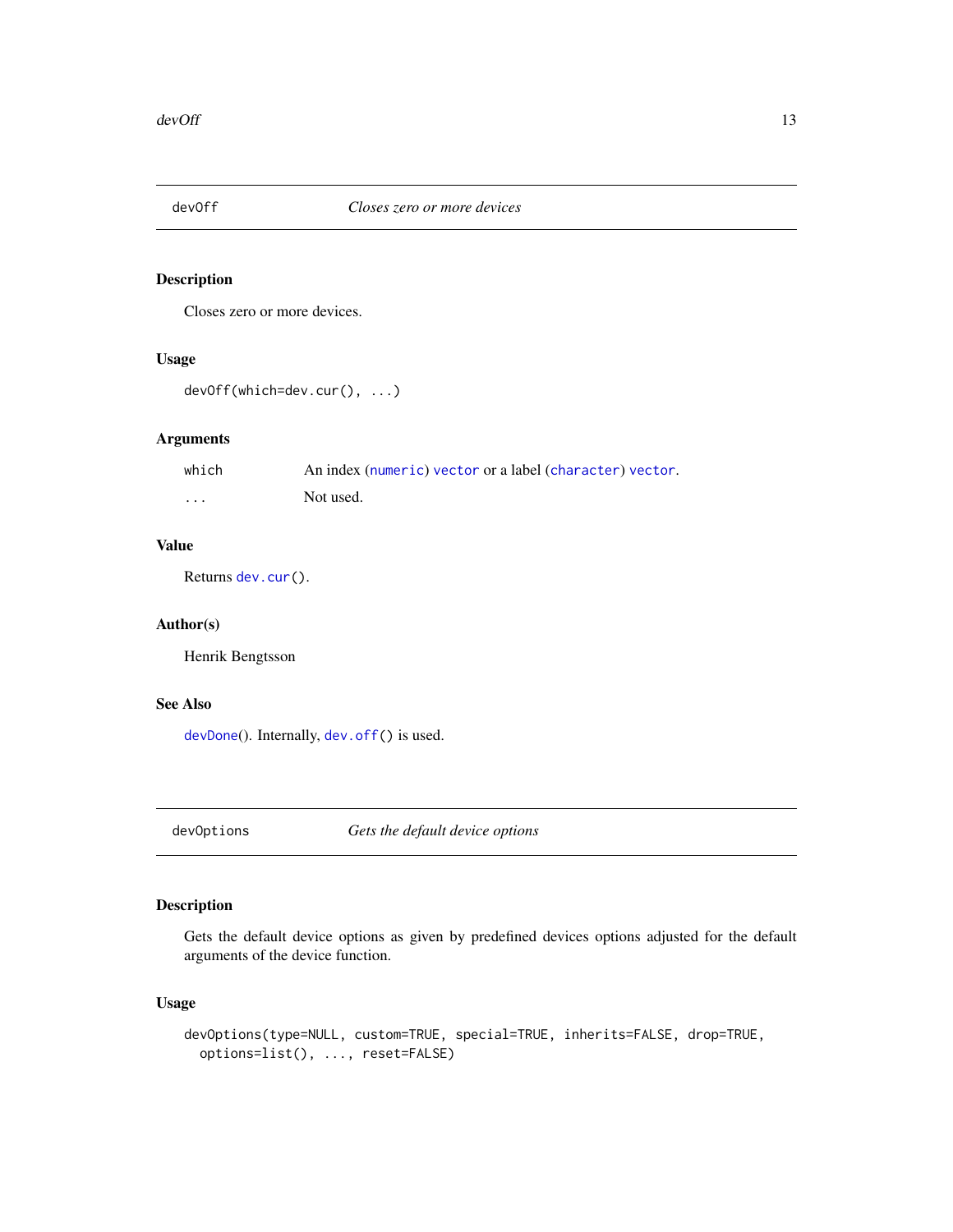## devOff *Closes zero or more devices*

### Description

Closes zero or more devices.

### Usage

```
devOff(which=dev.cur(), ...)
```

### Arguments

| | |
|---|---|
| which | An index (numeric) vector or a label (character) vector. |
| ... | Not used. |

### Value

Returns dev.cur().

### Author(s)

Henrik Bengtsson

### See Also

devDone(). Internally, dev.off() is used.

## devOptions *Gets the default device options*

### Description

Gets the default device options as given by predefined devices options adjusted for the default arguments of the device function.

### Usage

```
devOptions(type=NULL, custom=TRUE, special=TRUE, inherits=FALSE, drop=TRUE,
  options=list(), ..., reset=FALSE)
```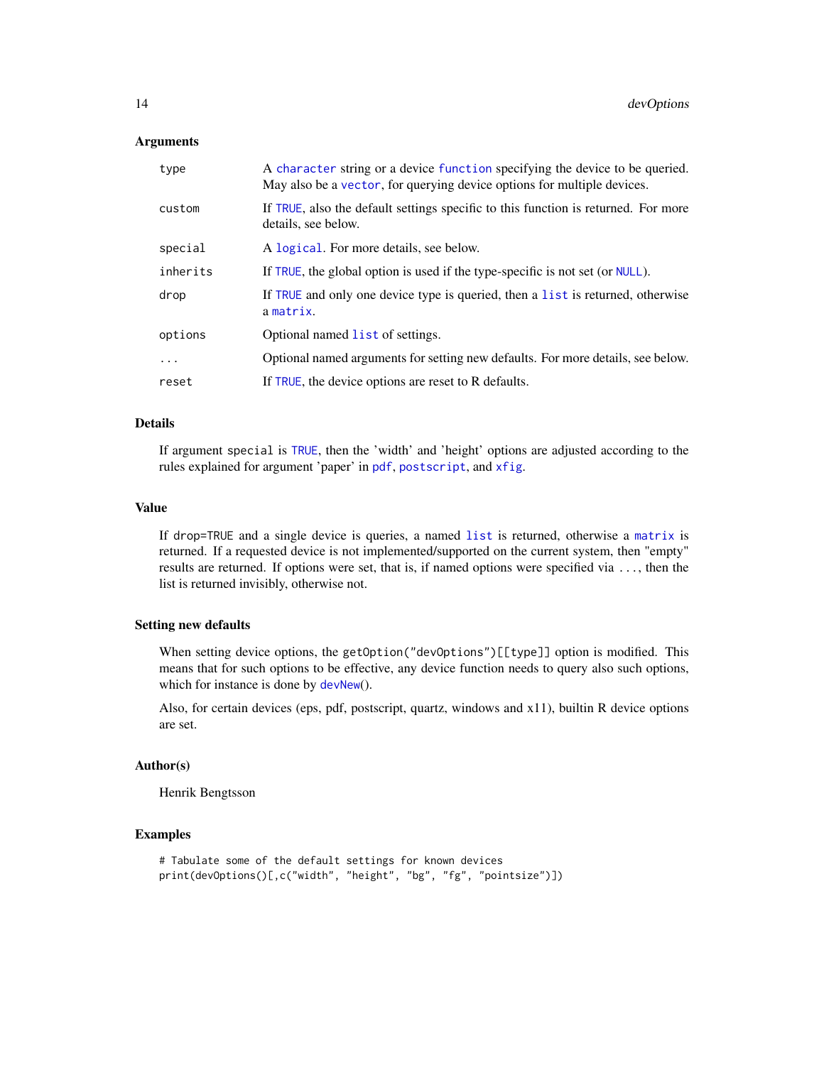### Arguments

| | |
|---|---|
| type | A character string or a device function specifying the device to be queried. May also be a vector, for querying device options for multiple devices. |
| custom | If TRUE, also the default settings specific to this function is returned. For more details, see below. |
| special | A logical. For more details, see below. |
| inherits | If TRUE, the global option is used if the type-specific is not set (or NULL). |
| drop | If TRUE and only one device type is queried, then a list is returned, otherwise a matrix. |
| options | Optional named list of settings. |
| ... | Optional named arguments for setting new defaults. For more details, see below. |
| reset | If TRUE, the device options are reset to R defaults. |

### Details

If argument `special` is TRUE, then the 'width' and 'height' options are adjusted according to the rules explained for argument 'paper' in pdf, postscript, and xfig.

### Value

If `drop=TRUE` and a single device is queries, a named list is returned, otherwise a matrix is returned. If a requested device is not implemented/supported on the current system, then "empty" results are returned. If options were set, that is, if named options were specified via ..., then the list is returned invisibly, otherwise not.

### Setting new defaults

When setting device options, the `getOption("devOptions")[[type]]` option is modified. This means that for such options to be effective, any device function needs to query also such options, which for instance is done by devNew().

Also, for certain devices (eps, pdf, postscript, quartz, windows and x11), builtin R device options are set.

### Author(s)

Henrik Bengtsson

### Examples

```
# Tabulate some of the default settings for known devices
print(devOptions()[,c("width", "height", "bg", "fg", "pointsize")])
```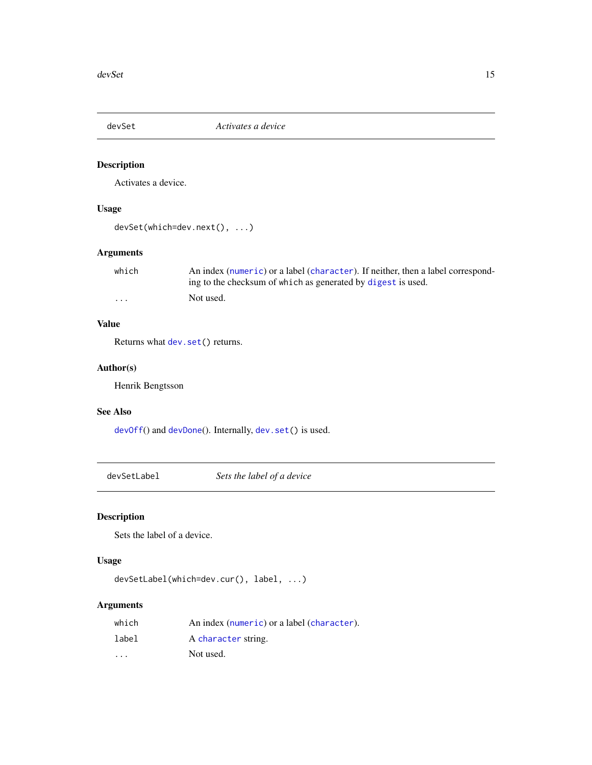## devSet — *Activates a device*

### Description

Activates a device.

### Usage

```
devSet(which=dev.next(), ...)
```

### Arguments

| | |
|---|---|
| which | An index (numeric) or a label (character). If neither, then a label corresponding to the checksum of which as generated by digest is used. |
| ... | Not used. |

### Value

Returns what dev.set() returns.

### Author(s)

Henrik Bengtsson

### See Also

devOff() and devDone(). Internally, dev.set() is used.

## devSetLabel — *Sets the label of a device*

### Description

Sets the label of a device.

### Usage

```
devSetLabel(which=dev.cur(), label, ...)
```

### Arguments

| | |
|---|---|
| which | An index (numeric) or a label (character). |
| label | A character string. |
| ... | Not used. |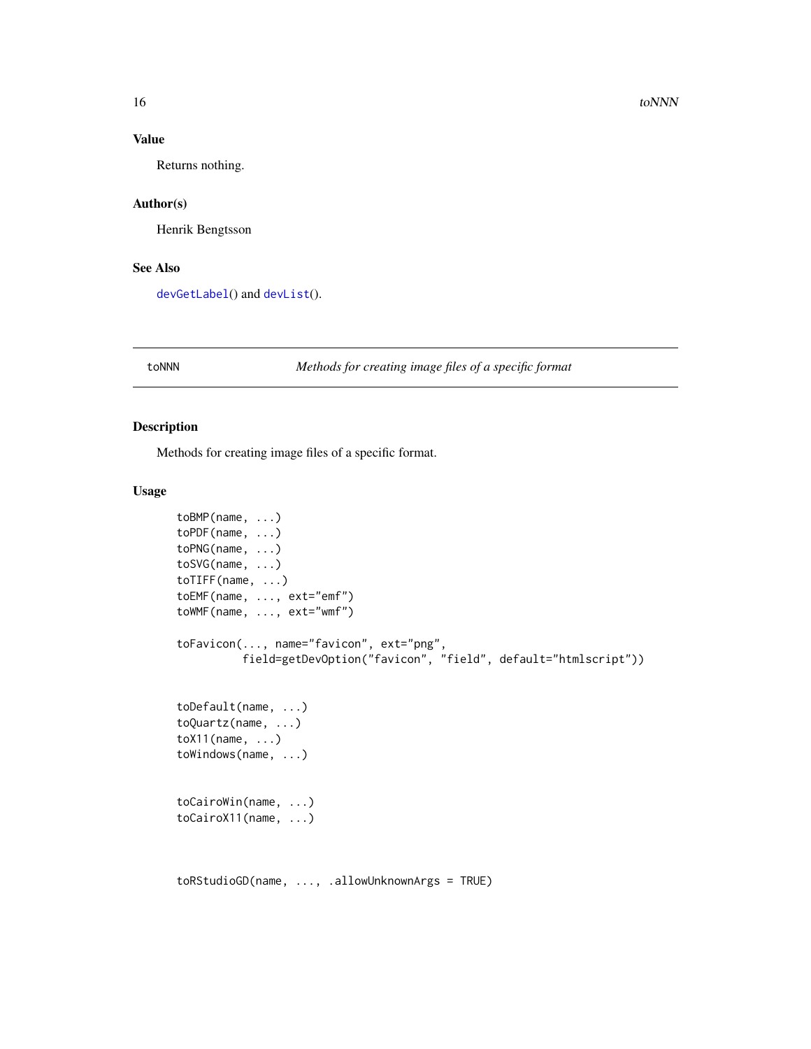## Value

Returns nothing.

## Author(s)

Henrik Bengtsson

## See Also

devGetLabel() and devList().

---

# toNNN *Methods for creating image files of a specific format*

## Description

Methods for creating image files of a specific format.

## Usage

```
toBMP(name, ...)
toPDF(name, ...)
toPNG(name, ...)
toSVG(name, ...)
toTIFF(name, ...)
toEMF(name, ..., ext="emf")
toWMF(name, ..., ext="wmf")

toFavicon(..., name="favicon", ext="png",
          field=getDevOption("favicon", "field", default="htmlscript"))


toDefault(name, ...)
toQuartz(name, ...)
toX11(name, ...)
toWindows(name, ...)


toCairoWin(name, ...)
toCairoX11(name, ...)



toRStudioGD(name, ..., .allowUnknownArgs = TRUE)
```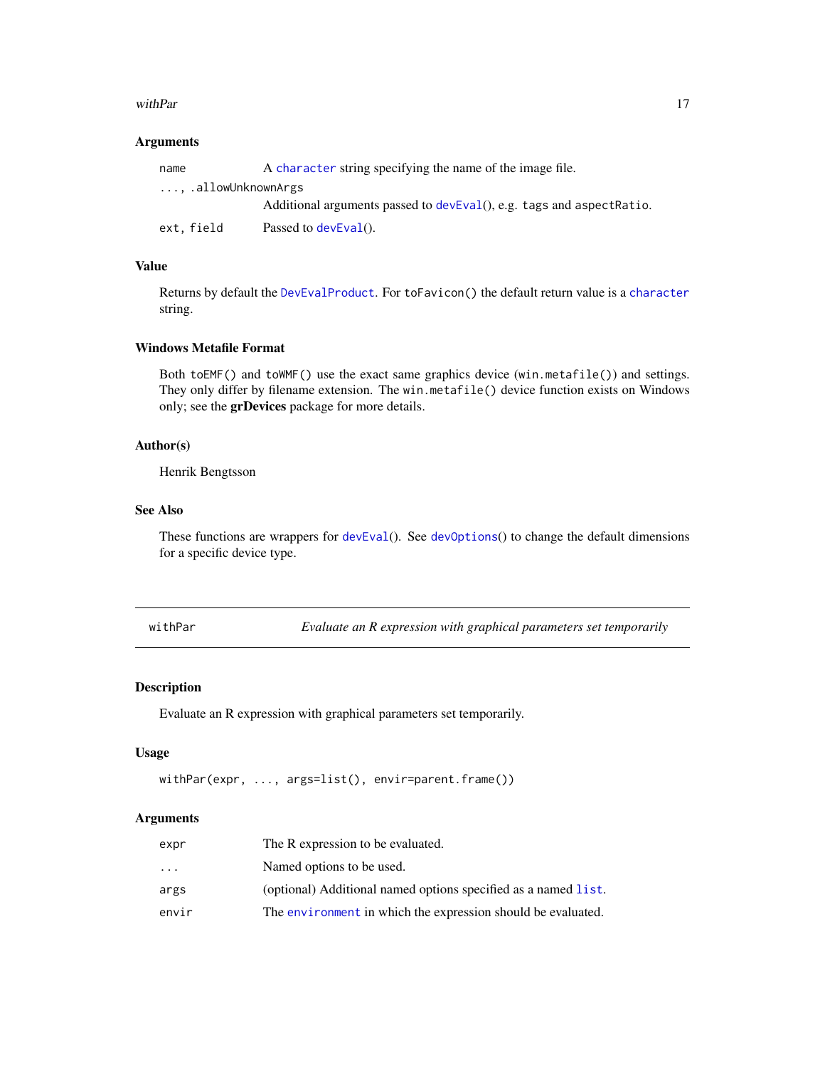### Arguments

| | |
|---|---|
| `name` | A `character` string specifying the name of the image file. |
| `..., .allowUnknownArgs` | Additional arguments passed to `devEval()`, e.g. `tags` and `aspectRatio`. |
| `ext, field` | Passed to `devEval()`. |

### Value

Returns by default the `DevEvalProduct`. For `toFavicon()` the default return value is a `character` string.

### Windows Metafile Format

Both `toEMF()` and `toWMF()` use the exact same graphics device (`win.metafile()`) and settings. They only differ by filename extension. The `win.metafile()` device function exists on Windows only; see the **grDevices** package for more details.

### Author(s)

Henrik Bengtsson

### See Also

These functions are wrappers for `devEval()`. See `devOptions()` to change the default dimensions for a specific device type.

---

## withPar — *Evaluate an R expression with graphical parameters set temporarily*

---

### Description

Evaluate an R expression with graphical parameters set temporarily.

### Usage

```
withPar(expr, ..., args=list(), envir=parent.frame())
```

### Arguments

| | |
|---|---|
| `expr` | The R expression to be evaluated. |
| `...` | Named options to be used. |
| `args` | (optional) Additional named options specified as a named `list`. |
| `envir` | The `environment` in which the expression should be evaluated. |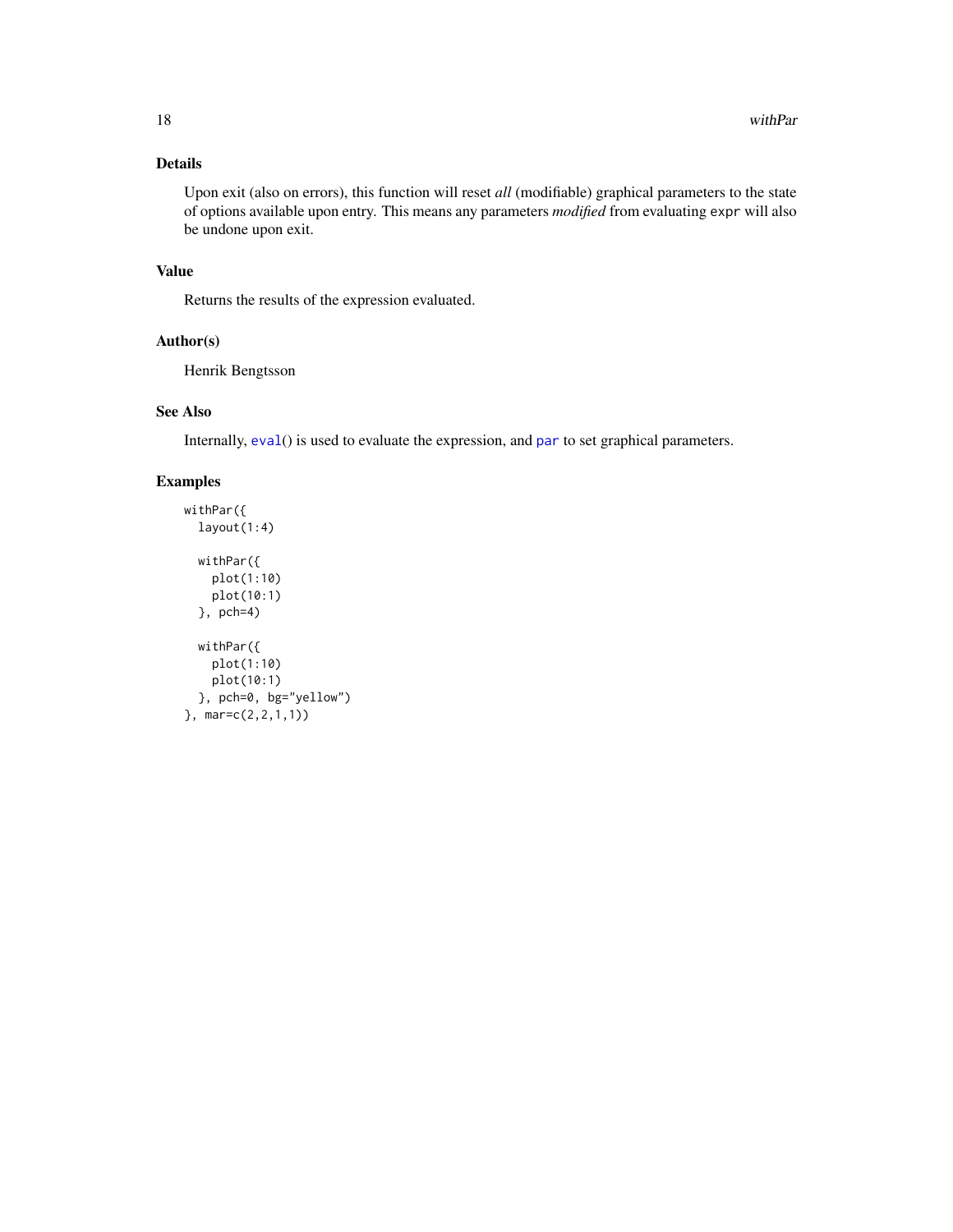## Details

Upon exit (also on errors), this function will reset *all* (modifiable) graphical parameters to the state of options available upon entry. This means any parameters *modified* from evaluating `expr` will also be undone upon exit.

## Value

Returns the results of the expression evaluated.

## Author(s)

Henrik Bengtsson

## See Also

Internally, `eval()` is used to evaluate the expression, and `par` to set graphical parameters.

## Examples

```
withPar({
  layout(1:4)

  withPar({
    plot(1:10)
    plot(10:1)
  }, pch=4)

  withPar({
    plot(1:10)
    plot(10:1)
  }, pch=0, bg="yellow")
}, mar=c(2,2,1,1))
```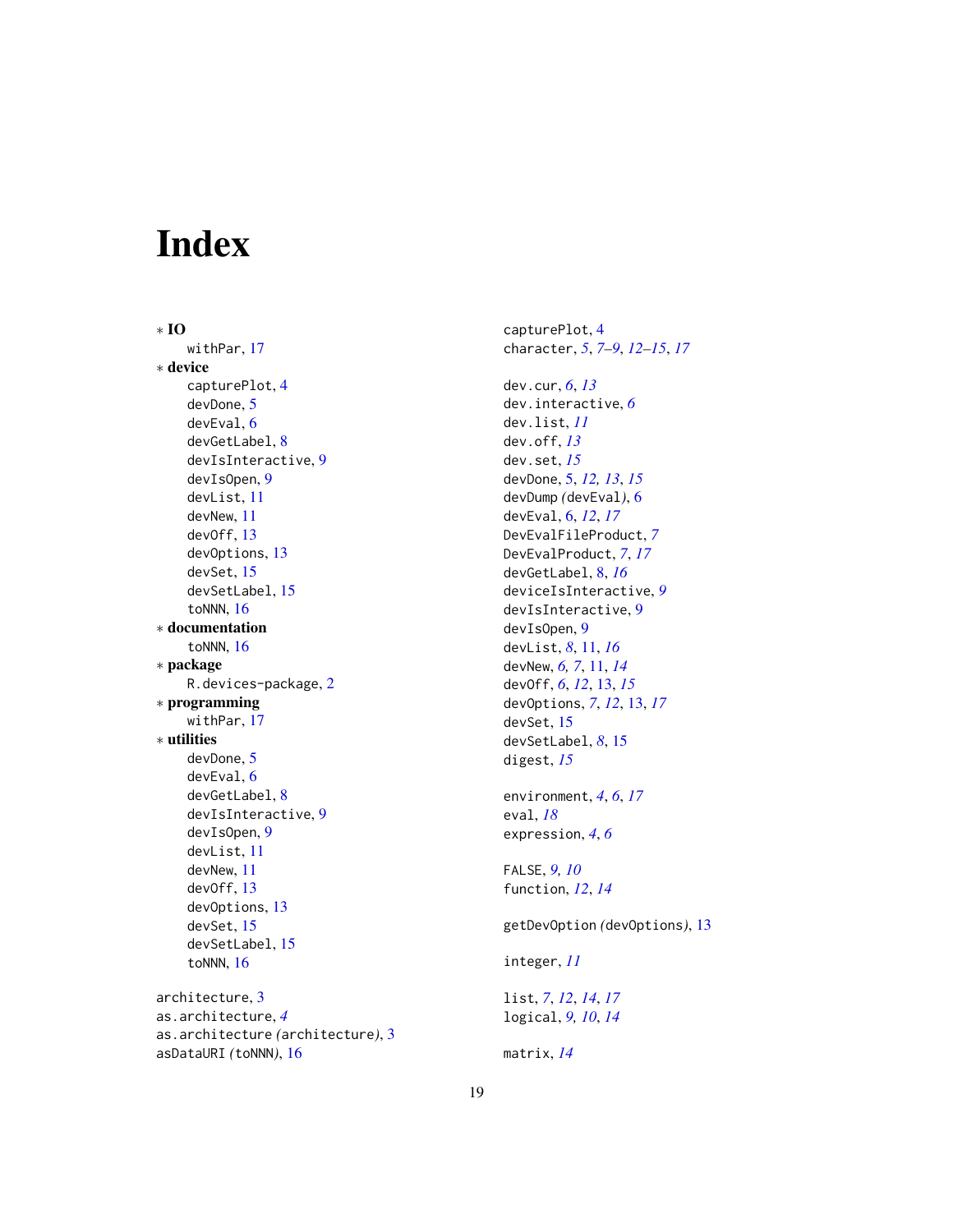# Index

∗ **IO**
    withPar, 17
∗ **device**
    capturePlot, 4
    devDone, 5
    devEval, 6
    devGetLabel, 8
    devIsInteractive, 9
    devIsOpen, 9
    devList, 11
    devNew, 11
    devOff, 13
    devOptions, 13
    devSet, 15
    devSetLabel, 15
    toNNN, 16
∗ **documentation**
    toNNN, 16
∗ **package**
    R.devices-package, 2
∗ **programming**
    withPar, 17
∗ **utilities**
    devDone, 5
    devEval, 6
    devGetLabel, 8
    devIsInteractive, 9
    devIsOpen, 9
    devList, 11
    devNew, 11
    devOff, 13
    devOptions, 13
    devSet, 15
    devSetLabel, 15
    toNNN, 16

architecture, 3
as.architecture, *4*
as.architecture *(*architecture*)*, 3
asDataURI *(*toNNN*)*, 16

capturePlot, 4
character, *5*, *7–9*, *12–15*, *17*

dev.cur, *6*, *13*
dev.interactive, *6*
dev.list, *11*
dev.off, *13*
dev.set, *15*
devDone, 5, *12, 13*, *15*
devDump *(*devEval*)*, 6
devEval, 6, *12*, *17*
DevEvalFileProduct, *7*
DevEvalProduct, *7*, *17*
devGetLabel, 8, *16*
deviceIsInteractive, *9*
devIsInteractive, 9
devIsOpen, 9
devList, *8*, 11, *16*
devNew, *6, 7*, 11, *14*
devOff, *6*, *12*, 13, *15*
devOptions, *7*, *12*, 13, *17*
devSet, 15
devSetLabel, *8*, 15
digest, *15*

environment, *4*, *6*, *17*
eval, *18*
expression, *4*, *6*

FALSE, *9, 10*
function, *12*, *14*

getDevOption *(*devOptions*)*, 13

integer, *11*

list, *7*, *12*, *14*, *17*
logical, *9, 10*, *14*

matrix, *14*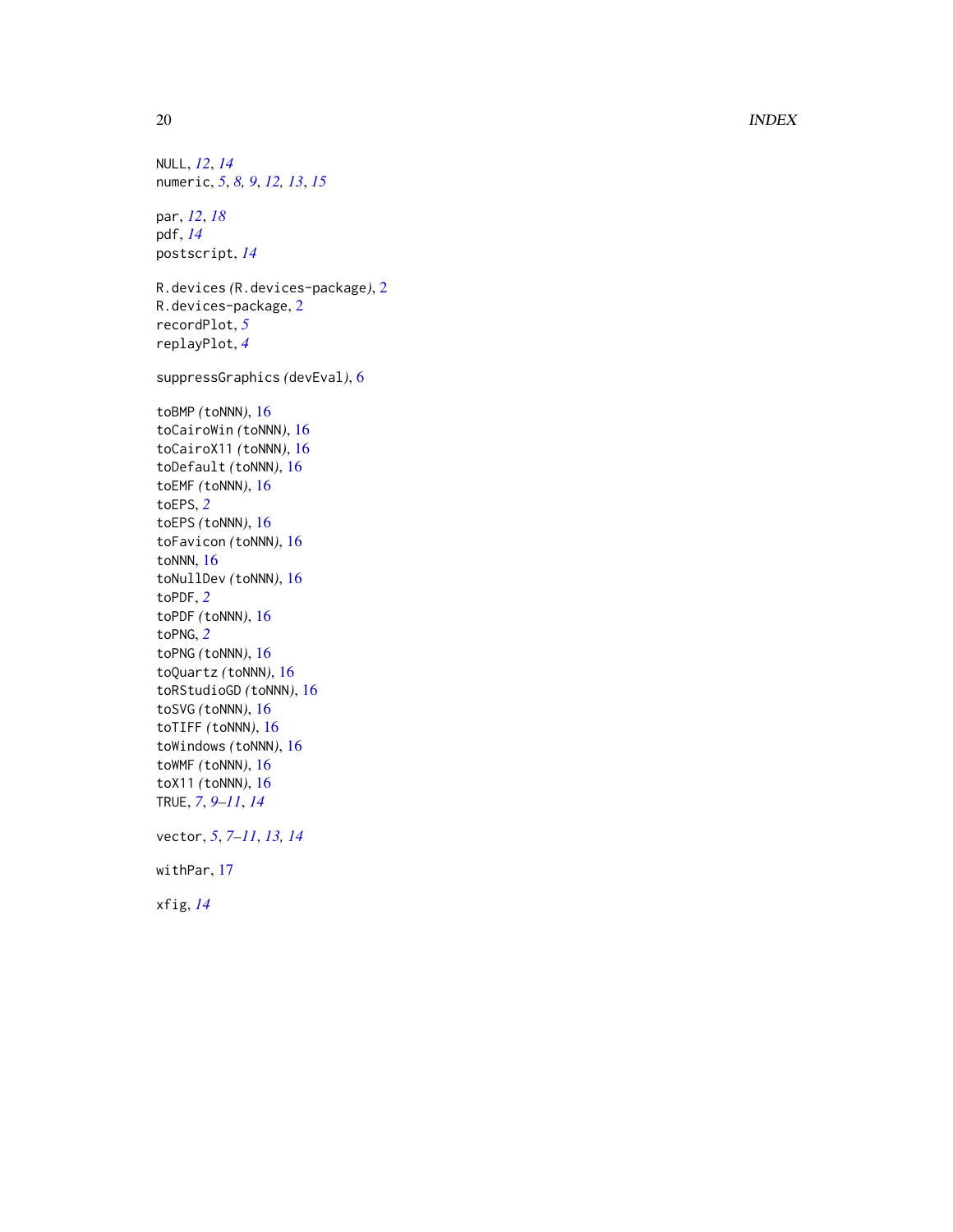NULL, *12*, *14*
numeric, *5*, *8, 9*, *12, 13*, *15*

par, *12*, *18*
pdf, *14*
postscript, *14*

R.devices *(*R.devices-package*)*, 2
R.devices-package, 2
recordPlot, *5*
replayPlot, *4*

suppressGraphics *(*devEval*)*, 6

toBMP *(*toNNN*)*, 16
toCairoWin *(*toNNN*)*, 16
toCairoX11 *(*toNNN*)*, 16
toDefault *(*toNNN*)*, 16
toEMF *(*toNNN*)*, 16
toEPS, *2*
toEPS *(*toNNN*)*, 16
toFavicon *(*toNNN*)*, 16
toNNN, 16
toNullDev *(*toNNN*)*, 16
toPDF, *2*
toPDF *(*toNNN*)*, 16
toPNG, *2*
toPNG *(*toNNN*)*, 16
toQuartz *(*toNNN*)*, 16
toRStudioGD *(*toNNN*)*, 16
toSVG *(*toNNN*)*, 16
toTIFF *(*toNNN*)*, 16
toWindows *(*toNNN*)*, 16
toWMF *(*toNNN*)*, 16
toX11 *(*toNNN*)*, 16
TRUE, *7*, *9–11*, *14*

vector, *5*, *7–11*, *13, 14*

withPar, 17

xfig, *14*